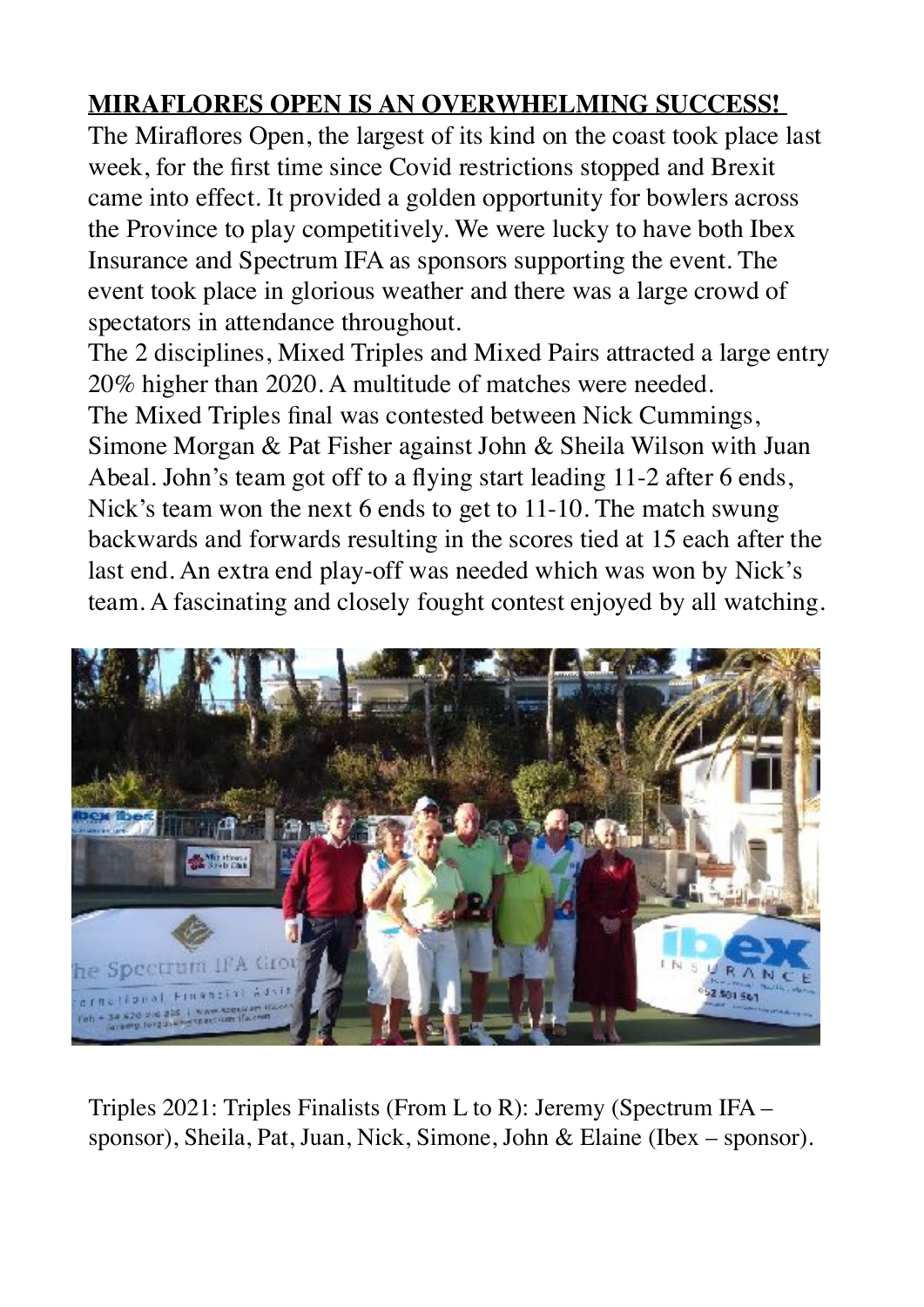**MIRAFLORES OPEN IS AN OVERWHELMING SUCCESS!**

The Miraflores Open, the largest of its kind on the coast took place last week, for the first time since Covid restrictions stopped and Brexit came into effect. It provided a golden opportunity for bowlers across the Province to play competitively. We were lucky to have both Ibex Insurance and Spectrum IFA as sponsors supporting the event. The event took place in glorious weather and there was a large crowd of spectators in attendance throughout.

The 2 disciplines, Mixed Triples and Mixed Pairs attracted a large entry 20% higher than 2020. A multitude of matches were needed.

The Mixed Triples final was contested between Nick Cummings, Simone Morgan & Pat Fisher against John & Sheila Wilson with Juan Abeal. John's team got off to a flying start leading 11-2 after 6 ends, Nick's team won the next 6 ends to get to 11-10. The match swung backwards and forwards resulting in the scores tied at 15 each after the last end. An extra end play-off was needed which was won by Nick's team. A fascinating and closely fought contest enjoyed by all watching.

Triples 2021: Triples Finalists (From L to R): Jeremy (Spectrum IFA – sponsor), Sheila, Pat, Juan, Nick, Simone, John & Elaine (Ibex – sponsor).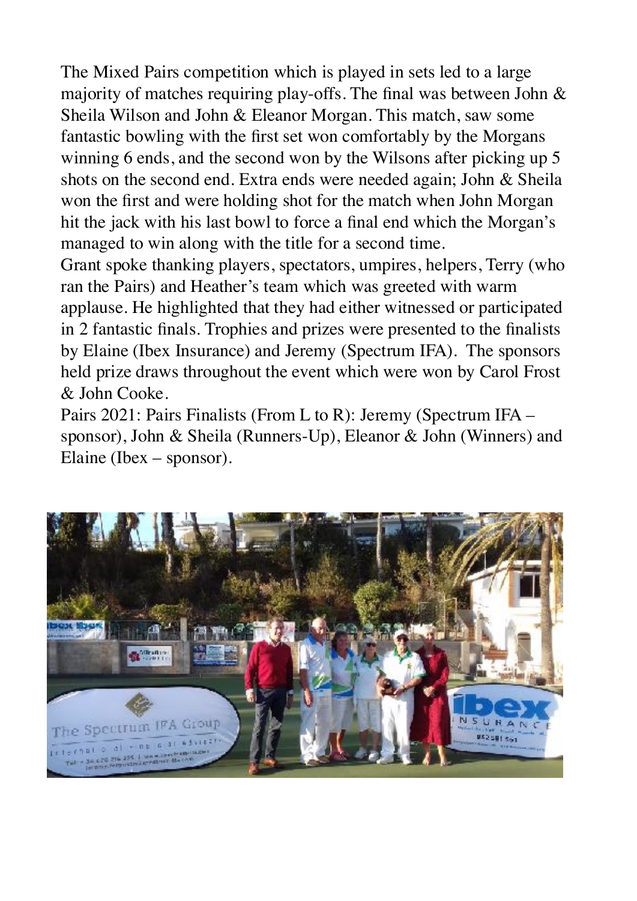The Mixed Pairs competition which is played in sets led to a large majority of matches requiring play-offs. The final was between John & Sheila Wilson and John & Eleanor Morgan. This match, saw some fantastic bowling with the first set won comfortably by the Morgans winning 6 ends, and the second won by the Wilsons after picking up 5 shots on the second end. Extra ends were needed again; John & Sheila won the first and were holding shot for the match when John Morgan hit the jack with his last bowl to force a final end which the Morgan's managed to win along with the title for a second time.

Grant spoke thanking players, spectators, umpires, helpers, Terry (who ran the Pairs) and Heather's team which was greeted with warm applause. He highlighted that they had either witnessed or participated in 2 fantastic finals. Trophies and prizes were presented to the finalists by Elaine (Ibex Insurance) and Jeremy (Spectrum IFA). The sponsors held prize draws throughout the event which were won by Carol Frost & John Cooke.

Pairs 2021: Pairs Finalists (From L to R): Jeremy (Spectrum IFA – sponsor), John & Sheila (Runners-Up), Eleanor & John (Winners) and Elaine (Ibex – sponsor).